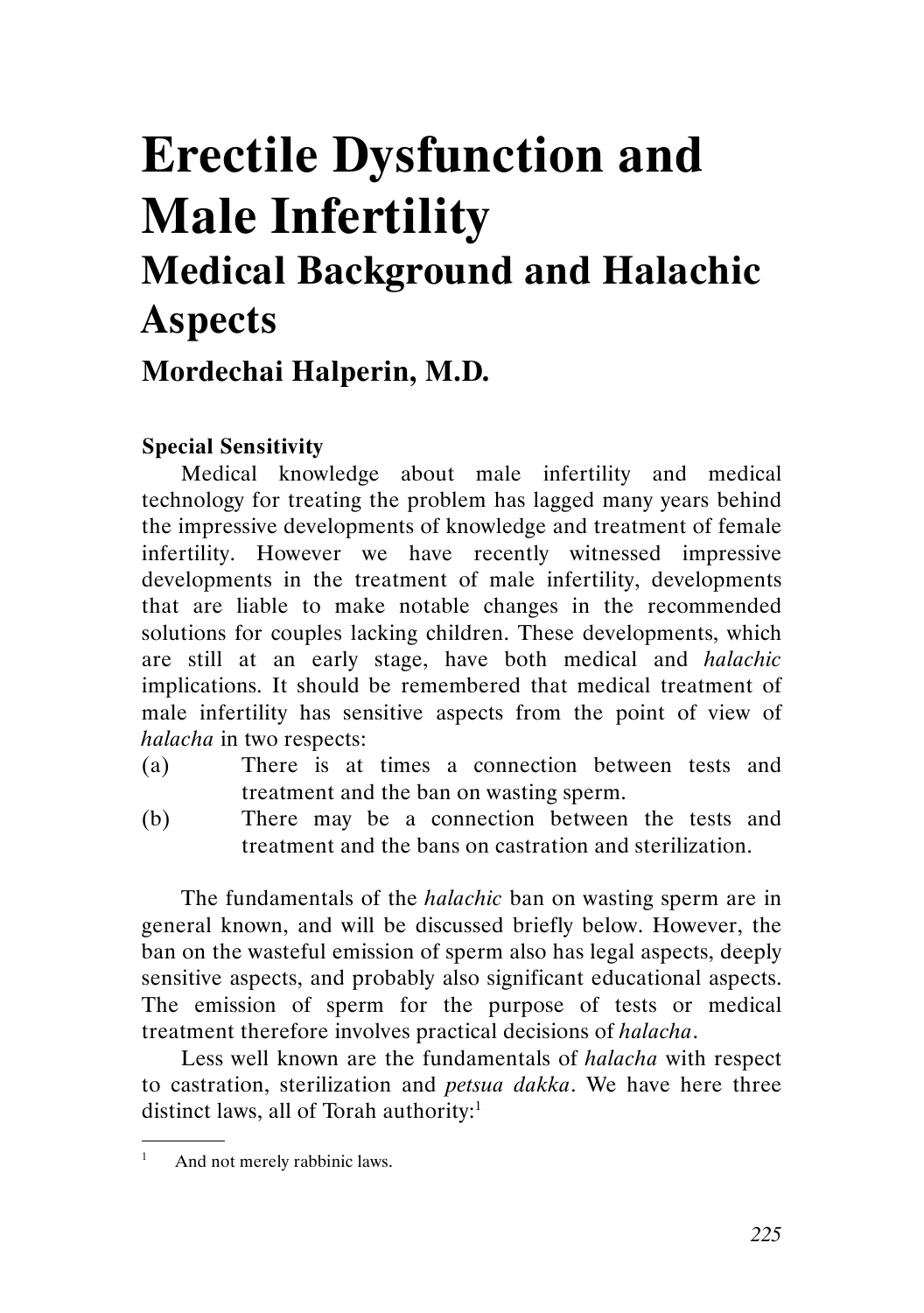# Erectile Dysfunction and Male Infertility

## Medical Background and Halachic Aspects

### Mordechai Halperin, M.D.

**Special Sensitivity**

Medical knowledge about male infertility and medical technology for treating the problem has lagged many years behind the impressive developments of knowledge and treatment of female infertility. However we have recently witnessed impressive developments in the treatment of male infertility, developments that are liable to make notable changes in the recommended solutions for couples lacking children. These developments, which are still at an early stage, have both medical and *halachic* implications. It should be remembered that medical treatment of male infertility has sensitive aspects from the point of view of *halacha* in two respects:

(a) There is at times a connection between tests and treatment and the ban on wasting sperm.

(b) There may be a connection between the tests and treatment and the bans on castration and sterilization.

The fundamentals of the *halachic* ban on wasting sperm are in general known, and will be discussed briefly below. However, the ban on the wasteful emission of sperm also has legal aspects, deeply sensitive aspects, and probably also significant educational aspects. The emission of sperm for the purpose of tests or medical treatment therefore involves practical decisions of *halacha*.

Less well known are the fundamentals of *halacha* with respect to castration, sterilization and *petsua dakka*. We have here three distinct laws, all of Torah authority:[1]

---

[1] And not merely rabbinic laws.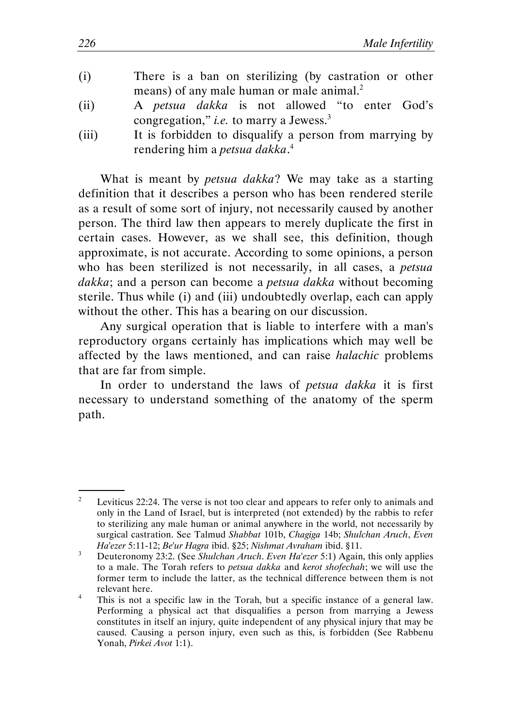(i) There is a ban on sterilizing (by castration or other means) of any male human or male animal.[2]

(ii) A *petsua dakka* is not allowed "to enter God's congregation," *i.e.* to marry a Jewess.[3]

(iii) It is forbidden to disqualify a person from marrying by rendering him a *petsua dakka*.[4]

What is meant by *petsua dakka*? We may take as a starting definition that it describes a person who has been rendered sterile as a result of some sort of injury, not necessarily caused by another person. The third law then appears to merely duplicate the first in certain cases. However, as we shall see, this definition, though approximate, is not accurate. According to some opinions, a person who has been sterilized is not necessarily, in all cases, a *petsua dakka*; and a person can become a *petsua dakka* without becoming sterile. Thus while (i) and (iii) undoubtedly overlap, each can apply without the other. This has a bearing on our discussion.

Any surgical operation that is liable to interfere with a man's reproductory organs certainly has implications which may well be affected by the laws mentioned, and can raise *halachic* problems that are far from simple.

In order to understand the laws of *petsua dakka* it is first necessary to understand something of the anatomy of the sperm path.

---

[2] Leviticus 22:24. The verse is not too clear and appears to refer only to animals and only in the Land of Israel, but is interpreted (not extended) by the rabbis to refer to sterilizing any male human or animal anywhere in the world, not necessarily by surgical castration. See Talmud *Shabbat* 101b, *Chagiga* 14b; *Shulchan Aruch*, *Even Ha'ezer* 5:11-12; *Be'ur Hagra* ibid. §25; *Nishmat Avraham* ibid. §11.

[3] Deuteronomy 23:2. (See *Shulchan Aruch*. *Even Ha'ezer* 5:1) Again, this only applies to a male. The Torah refers to *petsua dakka* and *kerot shofechah*; we will use the former term to include the latter, as the technical difference between them is not relevant here.

[4] This is not a specific law in the Torah, but a specific instance of a general law. Performing a physical act that disqualifies a person from marrying a Jewess constitutes in itself an injury, quite independent of any physical injury that may be caused. Causing a person injury, even such as this, is forbidden (See Rabbenu Yonah, *Pirkei Avot* 1:1).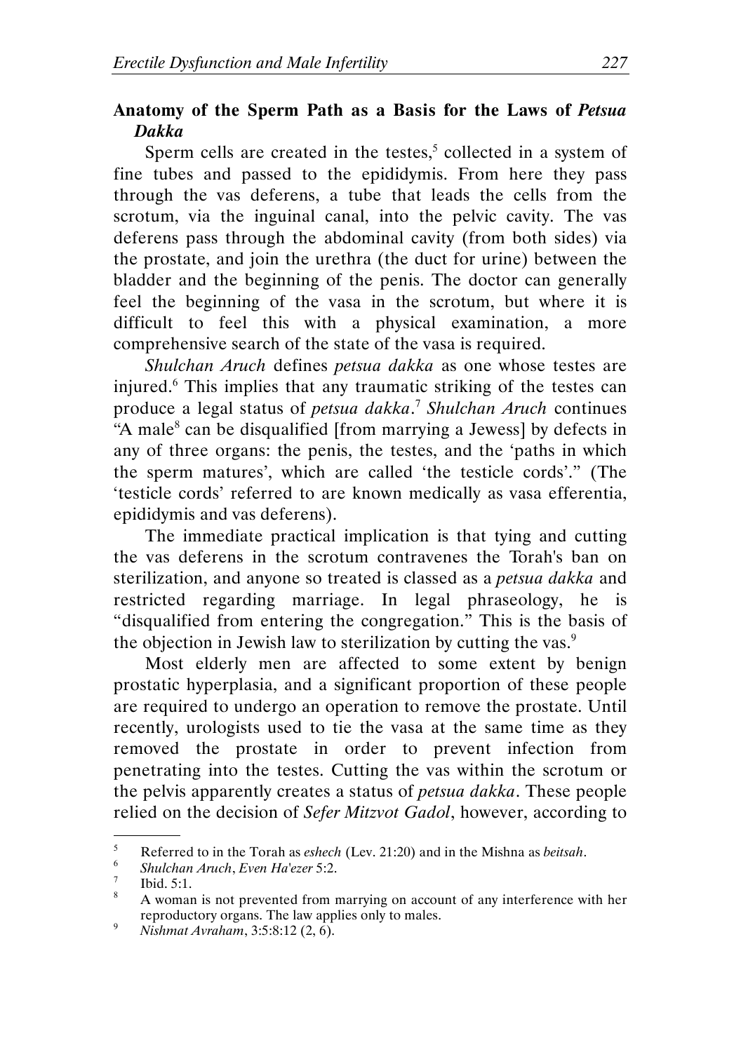## Anatomy of the Sperm Path as a Basis for the Laws of *Petsua Dakka*

Sperm cells are created in the testes,[5] collected in a system of fine tubes and passed to the epididymis. From here they pass through the vas deferens, a tube that leads the cells from the scrotum, via the inguinal canal, into the pelvic cavity. The vas deferens pass through the abdominal cavity (from both sides) via the prostate, and join the urethra (the duct for urine) between the bladder and the beginning of the penis. The doctor can generally feel the beginning of the vasa in the scrotum, but where it is difficult to feel this with a physical examination, a more comprehensive search of the state of the vasa is required.

*Shulchan Aruch* defines *petsua dakka* as one whose testes are injured.[6] This implies that any traumatic striking of the testes can produce a legal status of *petsua dakka*.[7] *Shulchan Aruch* continues "A male[8] can be disqualified [from marrying a Jewess] by defects in any of three organs: the penis, the testes, and the 'paths in which the sperm matures', which are called 'the testicle cords'." (The 'testicle cords' referred to are known medically as vasa efferentia, epididymis and vas deferens).

The immediate practical implication is that tying and cutting the vas deferens in the scrotum contravenes the Torah's ban on sterilization, and anyone so treated is classed as a *petsua dakka* and restricted regarding marriage. In legal phraseology, he is "disqualified from entering the congregation." This is the basis of the objection in Jewish law to sterilization by cutting the vas.[9]

Most elderly men are affected to some extent by benign prostatic hyperplasia, and a significant proportion of these people are required to undergo an operation to remove the prostate. Until recently, urologists used to tie the vasa at the same time as they removed the prostate in order to prevent infection from penetrating into the testes. Cutting the vas within the scrotum or the pelvis apparently creates a status of *petsua dakka*. These people relied on the decision of *Sefer Mitzvot Gadol*, however, according to

---

[5] Referred to in the Torah as *eshech* (Lev. 21:20) and in the Mishna as *beitsah*.

[6] *Shulchan Aruch*, *Even Ha'ezer* 5:2.

[7] Ibid. 5:1.

[8] A woman is not prevented from marrying on account of any interference with her reproductory organs. The law applies only to males.

[9] *Nishmat Avraham*, 3:5:8:12 (2, 6).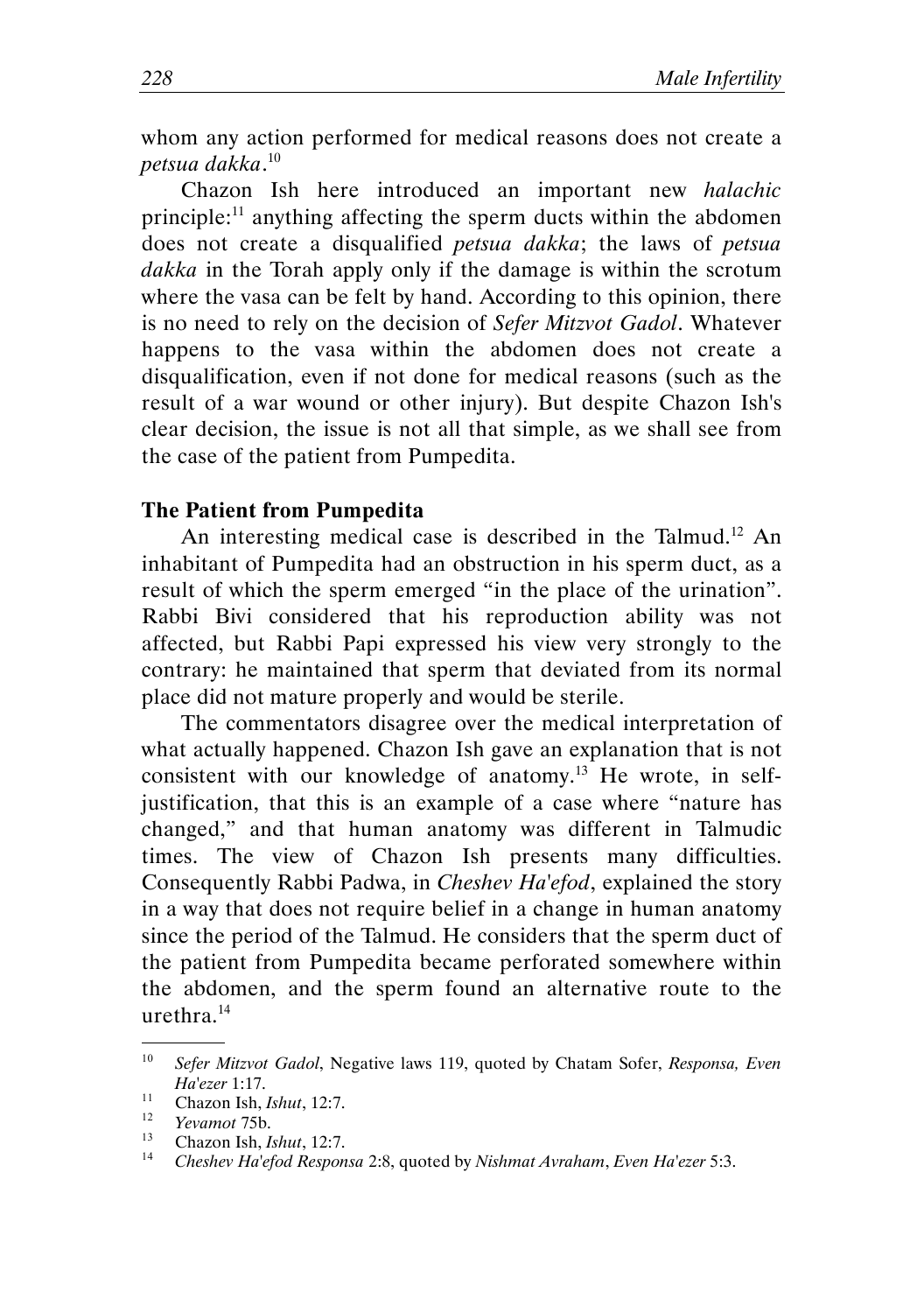whom any action performed for medical reasons does not create a *petsua dakka*.[10]

Chazon Ish here introduced an important new *halachic* principle:[11] anything affecting the sperm ducts within the abdomen does not create a disqualified *petsua dakka*; the laws of *petsua dakka* in the Torah apply only if the damage is within the scrotum where the vasa can be felt by hand. According to this opinion, there is no need to rely on the decision of *Sefer Mitzvot Gadol*. Whatever happens to the vasa within the abdomen does not create a disqualification, even if not done for medical reasons (such as the result of a war wound or other injury). But despite Chazon Ish's clear decision, the issue is not all that simple, as we shall see from the case of the patient from Pumpedita.

### The Patient from Pumpedita

An interesting medical case is described in the Talmud.[12] An inhabitant of Pumpedita had an obstruction in his sperm duct, as a result of which the sperm emerged "in the place of the urination". Rabbi Bivi considered that his reproduction ability was not affected, but Rabbi Papi expressed his view very strongly to the contrary: he maintained that sperm that deviated from its normal place did not mature properly and would be sterile.

The commentators disagree over the medical interpretation of what actually happened. Chazon Ish gave an explanation that is not consistent with our knowledge of anatomy.[13] He wrote, in self-justification, that this is an example of a case where "nature has changed," and that human anatomy was different in Talmudic times. The view of Chazon Ish presents many difficulties. Consequently Rabbi Padwa, in *Cheshev Ha'efod*, explained the story in a way that does not require belief in a change in human anatomy since the period of the Talmud. He considers that the sperm duct of the patient from Pumpedita became perforated somewhere within the abdomen, and the sperm found an alternative route to the urethra.[14]

---

[10] *Sefer Mitzvot Gadol*, Negative laws 119, quoted by Chatam Sofer, *Responsa, Even Ha'ezer* 1:17.

[11] Chazon Ish, *Ishut*, 12:7.

[12] *Yevamot* 75b.

[13] Chazon Ish, *Ishut*, 12:7.

[14] *Cheshev Ha'efod Responsa* 2:8, quoted by *Nishmat Avraham*, *Even Ha'ezer* 5:3.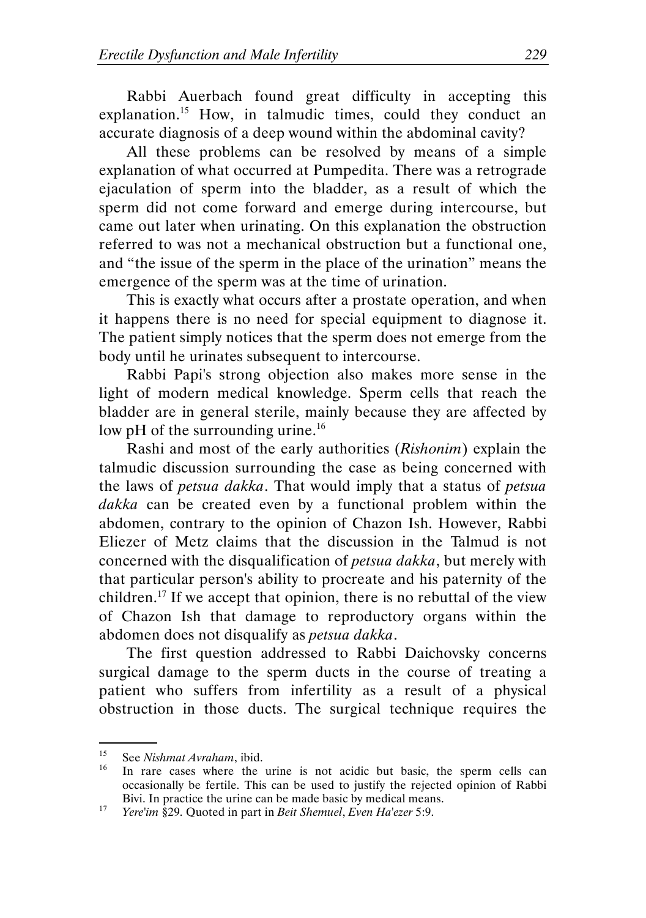Rabbi Auerbach found great difficulty in accepting this explanation.[15] How, in talmudic times, could they conduct an accurate diagnosis of a deep wound within the abdominal cavity?

All these problems can be resolved by means of a simple explanation of what occurred at Pumpedita. There was a retrograde ejaculation of sperm into the bladder, as a result of which the sperm did not come forward and emerge during intercourse, but came out later when urinating. On this explanation the obstruction referred to was not a mechanical obstruction but a functional one, and "the issue of the sperm in the place of the urination" means the emergence of the sperm was at the time of urination.

This is exactly what occurs after a prostate operation, and when it happens there is no need for special equipment to diagnose it. The patient simply notices that the sperm does not emerge from the body until he urinates subsequent to intercourse.

Rabbi Papi's strong objection also makes more sense in the light of modern medical knowledge. Sperm cells that reach the bladder are in general sterile, mainly because they are affected by low pH of the surrounding urine.[16]

Rashi and most of the early authorities (*Rishonim*) explain the talmudic discussion surrounding the case as being concerned with the laws of *petsua dakka*. That would imply that a status of *petsua dakka* can be created even by a functional problem within the abdomen, contrary to the opinion of Chazon Ish. However, Rabbi Eliezer of Metz claims that the discussion in the Talmud is not concerned with the disqualification of *petsua dakka*, but merely with that particular person's ability to procreate and his paternity of the children.[17] If we accept that opinion, there is no rebuttal of the view of Chazon Ish that damage to reproductory organs within the abdomen does not disqualify as *petsua dakka*.

The first question addressed to Rabbi Daichovsky concerns surgical damage to the sperm ducts in the course of treating a patient who suffers from infertility as a result of a physical obstruction in those ducts. The surgical technique requires the

---

[15] See *Nishmat Avraham*, ibid.

[16] In rare cases where the urine is not acidic but basic, the sperm cells can occasionally be fertile. This can be used to justify the rejected opinion of Rabbi Bivi. In practice the urine can be made basic by medical means.

[17] *Yere'im* §29. Quoted in part in *Beit Shemuel*, *Even Ha'ezer* 5:9.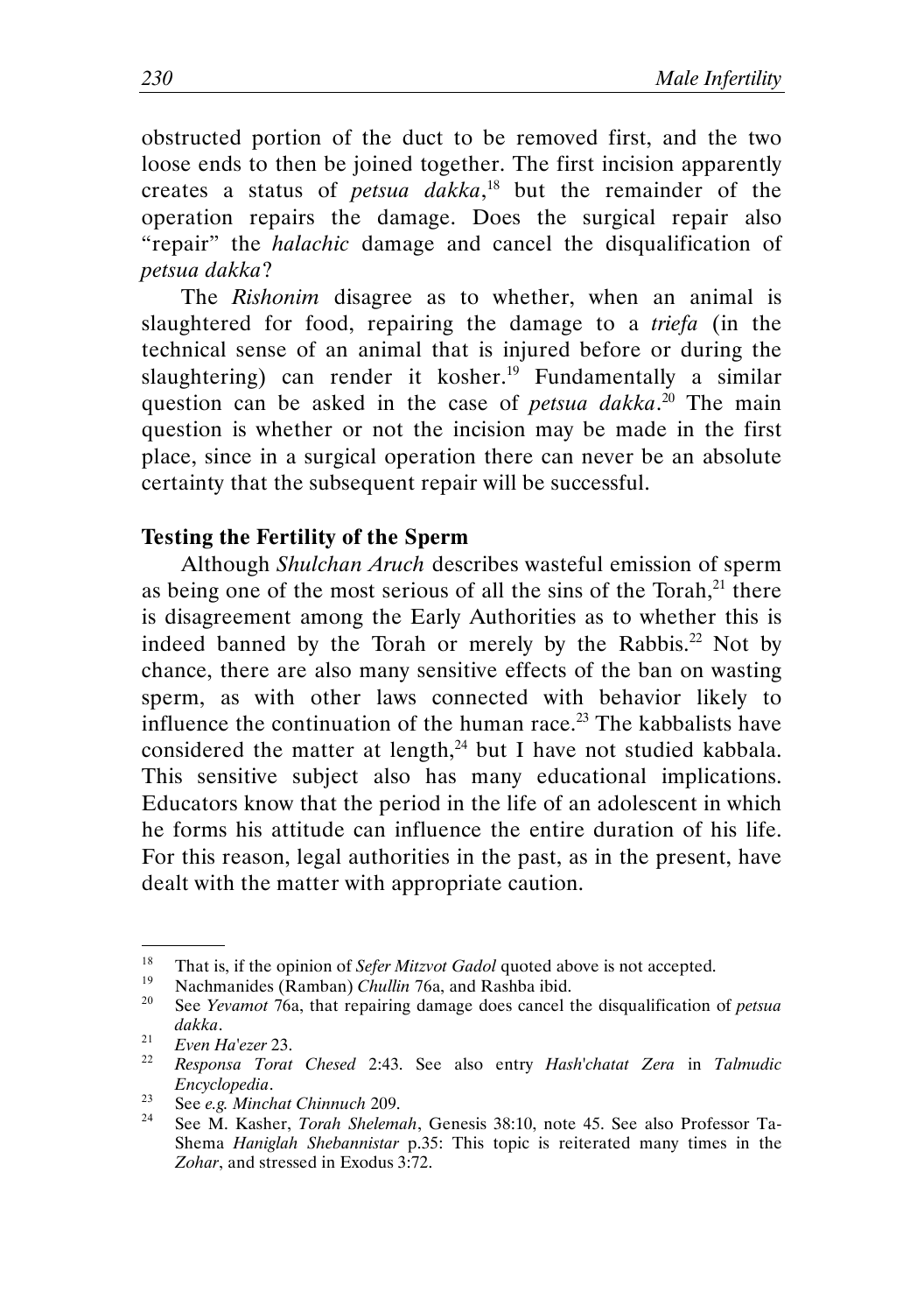obstructed portion of the duct to be removed first, and the two loose ends to then be joined together. The first incision apparently creates a status of *petsua dakka*,[18] but the remainder of the operation repairs the damage. Does the surgical repair also "repair" the *halachic* damage and cancel the disqualification of *petsua dakka*?

The *Rishonim* disagree as to whether, when an animal is slaughtered for food, repairing the damage to a *triefa* (in the technical sense of an animal that is injured before or during the slaughtering) can render it kosher.[19] Fundamentally a similar question can be asked in the case of *petsua dakka*.[20] The main question is whether or not the incision may be made in the first place, since in a surgical operation there can never be an absolute certainty that the subsequent repair will be successful.

### Testing the Fertility of the Sperm

Although *Shulchan Aruch* describes wasteful emission of sperm as being one of the most serious of all the sins of the Torah,[21] there is disagreement among the Early Authorities as to whether this is indeed banned by the Torah or merely by the Rabbis.[22] Not by chance, there are also many sensitive effects of the ban on wasting sperm, as with other laws connected with behavior likely to influence the continuation of the human race.[23] The kabbalists have considered the matter at length,[24] but I have not studied kabbala. This sensitive subject also has many educational implications. Educators know that the period in the life of an adolescent in which he forms his attitude can influence the entire duration of his life. For this reason, legal authorities in the past, as in the present, have dealt with the matter with appropriate caution.

---

[18] That is, if the opinion of *Sefer Mitzvot Gadol* quoted above is not accepted.

[19] Nachmanides (Ramban) *Chullin* 76a, and Rashba ibid.

[20] See *Yevamot* 76a, that repairing damage does cancel the disqualification of *petsua dakka*.

[21] *Even Ha'ezer* 23.

[22] *Responsa Torat Chesed* 2:43. See also entry *Hash'chatat Zera* in *Talmudic Encyclopedia*.

[23] See *e.g. Minchat Chinnuch* 209.

[24] See M. Kasher, *Torah Shelemah*, Genesis 38:10, note 45. See also Professor Ta-Shema *Haniglah Shebannistar* p.35: This topic is reiterated many times in the *Zohar*, and stressed in Exodus 3:72.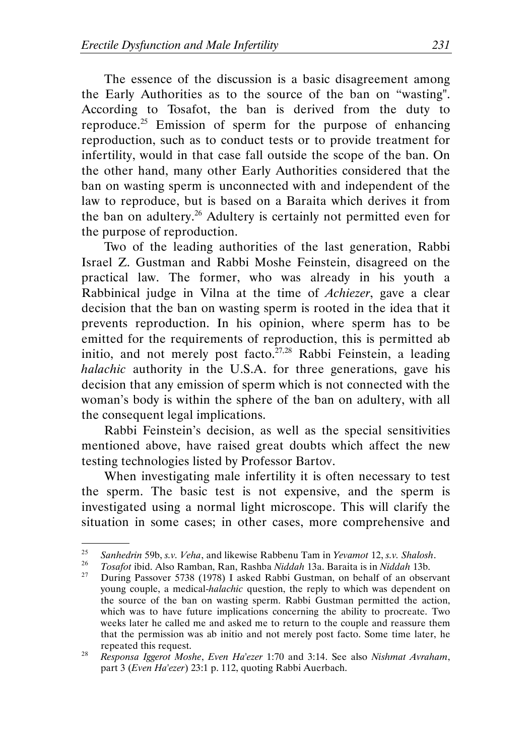The essence of the discussion is a basic disagreement among the Early Authorities as to the source of the ban on "wasting". According to Tosafot, the ban is derived from the duty to reproduce.[25] Emission of sperm for the purpose of enhancing reproduction, such as to conduct tests or to provide treatment for infertility, would in that case fall outside the scope of the ban. On the other hand, many other Early Authorities considered that the ban on wasting sperm is unconnected with and independent of the law to reproduce, but is based on a Baraita which derives it from the ban on adultery.[26] Adultery is certainly not permitted even for the purpose of reproduction.

Two of the leading authorities of the last generation, Rabbi Israel Z. Gustman and Rabbi Moshe Feinstein, disagreed on the practical law. The former, who was already in his youth a Rabbinical judge in Vilna at the time of *Achiezer*, gave a clear decision that the ban on wasting sperm is rooted in the idea that it prevents reproduction. In his opinion, where sperm has to be emitted for the requirements of reproduction, this is permitted ab initio, and not merely post facto.[27,28] Rabbi Feinstein, a leading *halachic* authority in the U.S.A. for three generations, gave his decision that any emission of sperm which is not connected with the woman's body is within the sphere of the ban on adultery, with all the consequent legal implications.

Rabbi Feinstein's decision, as well as the special sensitivities mentioned above, have raised great doubts which affect the new testing technologies listed by Professor Bartov.

When investigating male infertility it is often necessary to test the sperm. The basic test is not expensive, and the sperm is investigated using a normal light microscope. This will clarify the situation in some cases; in other cases, more comprehensive and

---

25. *Sanhedrin* 59b, *s.v. Veha*, and likewise Rabbenu Tam in *Yevamot* 12, *s.v. Shalosh*.
26. *Tosafot* ibid. Also Ramban, Ran, Rashba *Niddah* 13a. Baraita is in *Niddah* 13b.
27. During Passover 5738 (1978) I asked Rabbi Gustman, on behalf of an observant young couple, a medical-*halachic* question, the reply to which was dependent on the source of the ban on wasting sperm. Rabbi Gustman permitted the action, which was to have future implications concerning the ability to procreate. Two weeks later he called me and asked me to return to the couple and reassure them that the permission was ab initio and not merely post facto. Some time later, he repeated this request.
28. *Responsa Iggerot Moshe*, *Even Ha'ezer* 1:70 and 3:14. See also *Nishmat Avraham*, part 3 (*Even Ha'ezer*) 23:1 p. 112, quoting Rabbi Auerbach.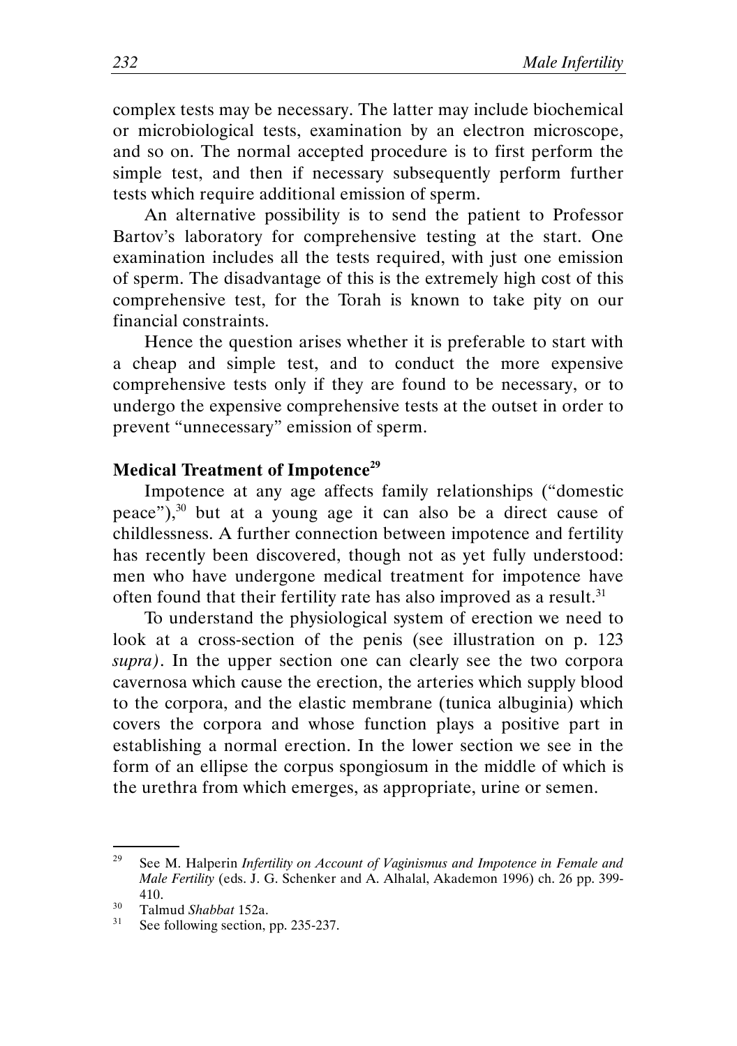complex tests may be necessary. The latter may include biochemical or microbiological tests, examination by an electron microscope, and so on. The normal accepted procedure is to first perform the simple test, and then if necessary subsequently perform further tests which require additional emission of sperm.

An alternative possibility is to send the patient to Professor Bartov's laboratory for comprehensive testing at the start. One examination includes all the tests required, with just one emission of sperm. The disadvantage of this is the extremely high cost of this comprehensive test, for the Torah is known to take pity on our financial constraints.

Hence the question arises whether it is preferable to start with a cheap and simple test, and to conduct the more expensive comprehensive tests only if they are found to be necessary, or to undergo the expensive comprehensive tests at the outset in order to prevent "unnecessary" emission of sperm.

### Medical Treatment of Impotence[29]

Impotence at any age affects family relationships ("domestic peace"),[30] but at a young age it can also be a direct cause of childlessness. A further connection between impotence and fertility has recently been discovered, though not as yet fully understood: men who have undergone medical treatment for impotence have often found that their fertility rate has also improved as a result.[31]

To understand the physiological system of erection we need to look at a cross-section of the penis (see illustration on p. 123 *supra)*. In the upper section one can clearly see the two corpora cavernosa which cause the erection, the arteries which supply blood to the corpora, and the elastic membrane (tunica albuginia) which covers the corpora and whose function plays a positive part in establishing a normal erection. In the lower section we see in the form of an ellipse the corpus spongiosum in the middle of which is the urethra from which emerges, as appropriate, urine or semen.

---

[29] See M. Halperin *Infertility on Account of Vaginismus and Impotence in Female and Male Fertility* (eds. J. G. Schenker and A. Alhalal, Akademon 1996) ch. 26 pp. 399-410.

[30] Talmud *Shabbat* 152a.

[31] See following section, pp. 235-237.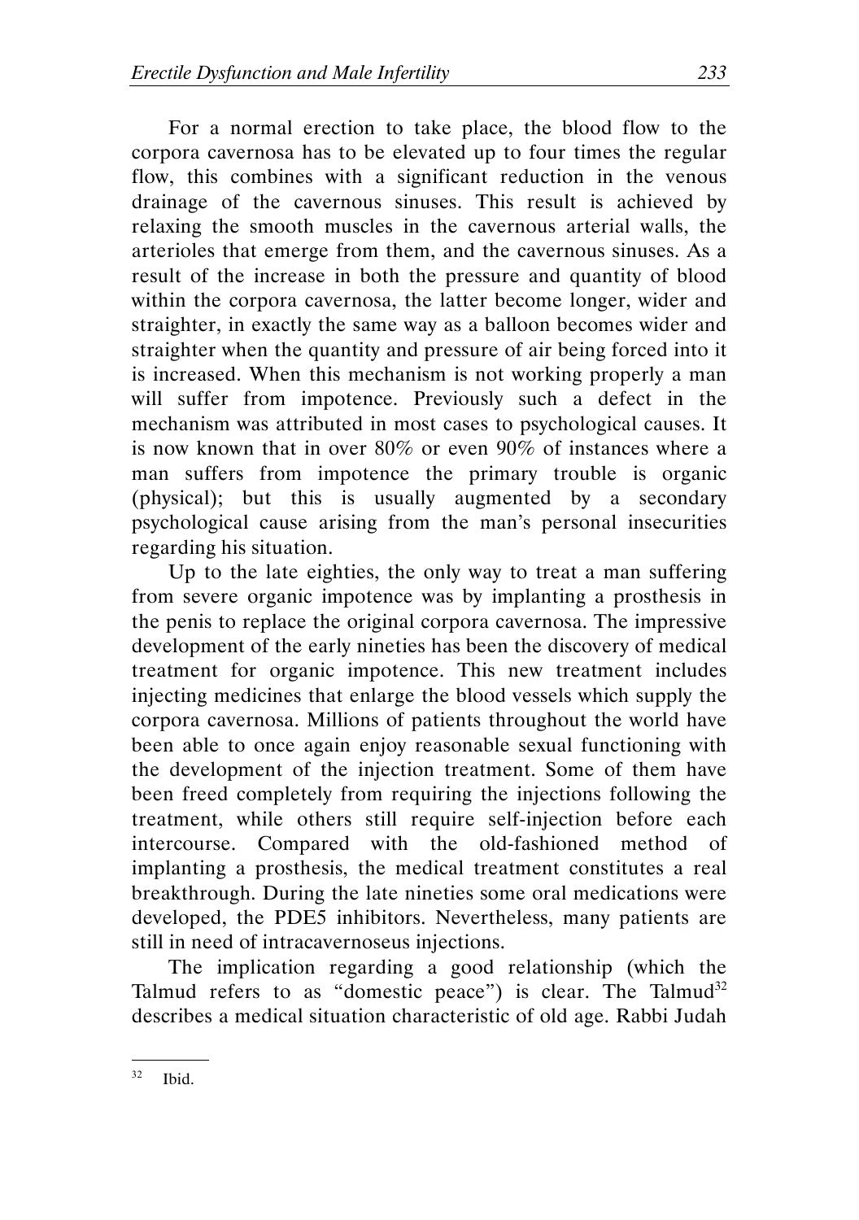For a normal erection to take place, the blood flow to the corpora cavernosa has to be elevated up to four times the regular flow, this combines with a significant reduction in the venous drainage of the cavernous sinuses. This result is achieved by relaxing the smooth muscles in the cavernous arterial walls, the arterioles that emerge from them, and the cavernous sinuses. As a result of the increase in both the pressure and quantity of blood within the corpora cavernosa, the latter become longer, wider and straighter, in exactly the same way as a balloon becomes wider and straighter when the quantity and pressure of air being forced into it is increased. When this mechanism is not working properly a man will suffer from impotence. Previously such a defect in the mechanism was attributed in most cases to psychological causes. It is now known that in over 80% or even 90% of instances where a man suffers from impotence the primary trouble is organic (physical); but this is usually augmented by a secondary psychological cause arising from the man's personal insecurities regarding his situation.

Up to the late eighties, the only way to treat a man suffering from severe organic impotence was by implanting a prosthesis in the penis to replace the original corpora cavernosa. The impressive development of the early nineties has been the discovery of medical treatment for organic impotence. This new treatment includes injecting medicines that enlarge the blood vessels which supply the corpora cavernosa. Millions of patients throughout the world have been able to once again enjoy reasonable sexual functioning with the development of the injection treatment. Some of them have been freed completely from requiring the injections following the treatment, while others still require self-injection before each intercourse. Compared with the old-fashioned method of implanting a prosthesis, the medical treatment constitutes a real breakthrough. During the late nineties some oral medications were developed, the PDE5 inhibitors. Nevertheless, many patients are still in need of intracavernoseus injections.

The implication regarding a good relationship (which the Talmud refers to as "domestic peace") is clear. The Talmud[32] describes a medical situation characteristic of old age. Rabbi Judah

---

[32] Ibid.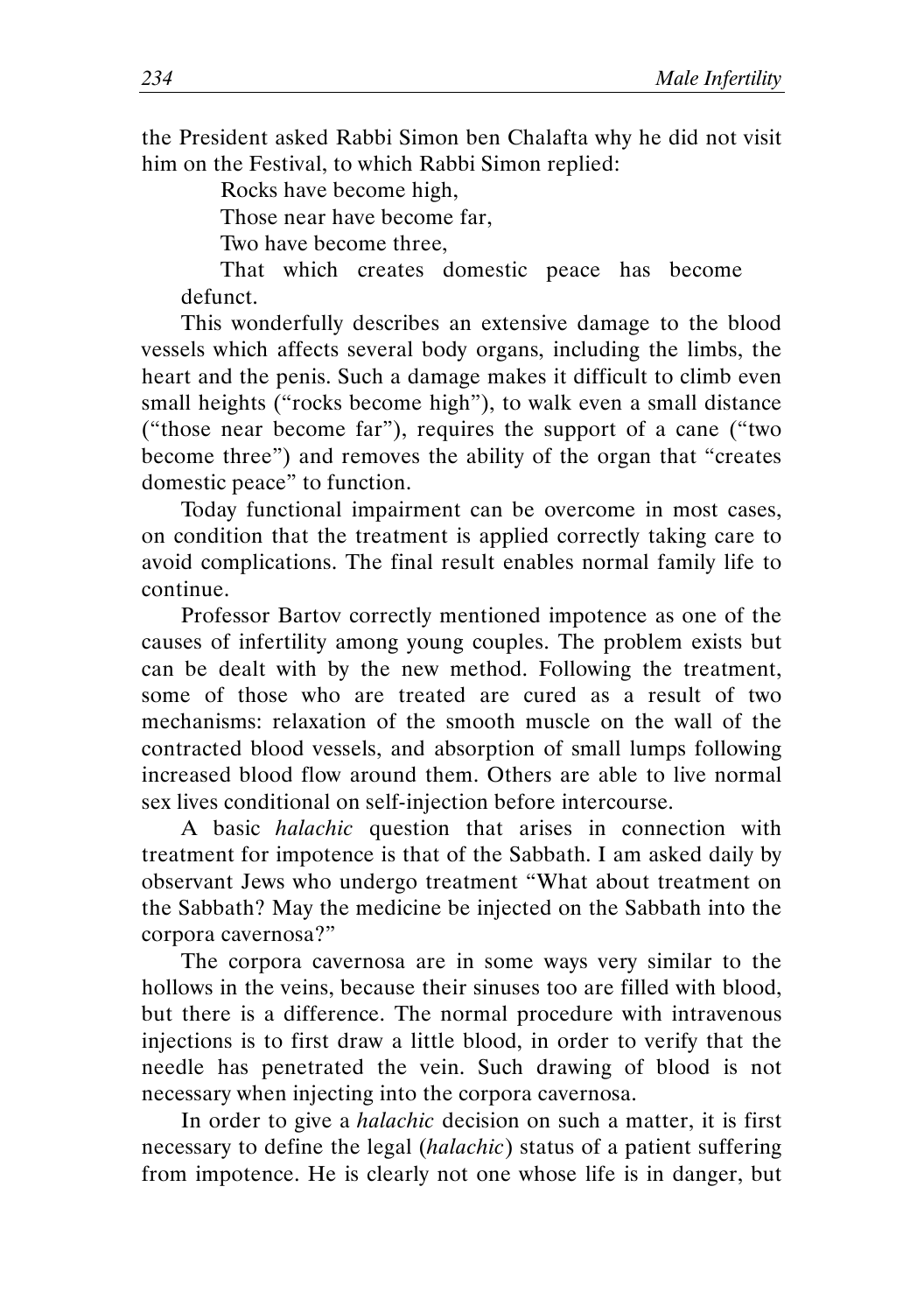the President asked Rabbi Simon ben Chalafta why he did not visit him on the Festival, to which Rabbi Simon replied:

> Rocks have become high,
> Those near have become far,
> Two have become three,
> That which creates domestic peace has become defunct.

This wonderfully describes an extensive damage to the blood vessels which affects several body organs, including the limbs, the heart and the penis. Such a damage makes it difficult to climb even small heights ("rocks become high"), to walk even a small distance ("those near become far"), requires the support of a cane ("two become three") and removes the ability of the organ that "creates domestic peace" to function.

Today functional impairment can be overcome in most cases, on condition that the treatment is applied correctly taking care to avoid complications. The final result enables normal family life to continue.

Professor Bartov correctly mentioned impotence as one of the causes of infertility among young couples. The problem exists but can be dealt with by the new method. Following the treatment, some of those who are treated are cured as a result of two mechanisms: relaxation of the smooth muscle on the wall of the contracted blood vessels, and absorption of small lumps following increased blood flow around them. Others are able to live normal sex lives conditional on self-injection before intercourse.

A basic *halachic* question that arises in connection with treatment for impotence is that of the Sabbath. I am asked daily by observant Jews who undergo treatment "What about treatment on the Sabbath? May the medicine be injected on the Sabbath into the corpora cavernosa?"

The corpora cavernosa are in some ways very similar to the hollows in the veins, because their sinuses too are filled with blood, but there is a difference. The normal procedure with intravenous injections is to first draw a little blood, in order to verify that the needle has penetrated the vein. Such drawing of blood is not necessary when injecting into the corpora cavernosa.

In order to give a *halachic* decision on such a matter, it is first necessary to define the legal (*halachic*) status of a patient suffering from impotence. He is clearly not one whose life is in danger, but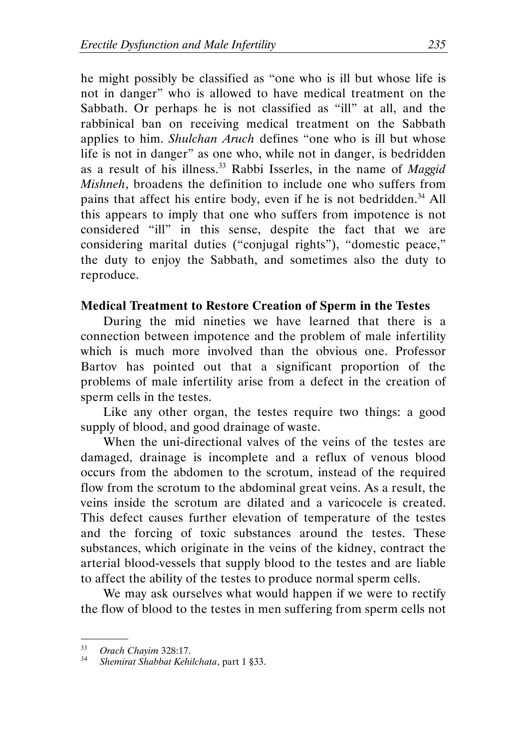he might possibly be classified as "one who is ill but whose life is not in danger" who is allowed to have medical treatment on the Sabbath. Or perhaps he is not classified as "ill" at all, and the rabbinical ban on receiving medical treatment on the Sabbath applies to him. *Shulchan Aruch* defines "one who is ill but whose life is not in danger" as one who, while not in danger, is bedridden as a result of his illness.[33] Rabbi Isserles, in the name of *Maggid Mishneh*, broadens the definition to include one who suffers from pains that affect his entire body, even if he is not bedridden.[34] All this appears to imply that one who suffers from impotence is not considered "ill" in this sense, despite the fact that we are considering marital duties ("conjugal rights"), "domestic peace," the duty to enjoy the Sabbath, and sometimes also the duty to reproduce.

**Medical Treatment to Restore Creation of Sperm in the Testes**

During the mid nineties we have learned that there is a connection between impotence and the problem of male infertility which is much more involved than the obvious one. Professor Bartov has pointed out that a significant proportion of the problems of male infertility arise from a defect in the creation of sperm cells in the testes.

Like any other organ, the testes require two things: a good supply of blood, and good drainage of waste.

When the uni-directional valves of the veins of the testes are damaged, drainage is incomplete and a reflux of venous blood occurs from the abdomen to the scrotum, instead of the required flow from the scrotum to the abdominal great veins. As a result, the veins inside the scrotum are dilated and a varicocele is created. This defect causes further elevation of temperature of the testes and the forcing of toxic substances around the testes. These substances, which originate in the veins of the kidney, contract the arterial blood-vessels that supply blood to the testes and are liable to affect the ability of the testes to produce normal sperm cells.

We may ask ourselves what would happen if we were to rectify the flow of blood to the testes in men suffering from sperm cells not

---

[33] *Orach Chayim* 328:17.

[34] *Shemirat Shabbat Kehilchata*, part 1 §33.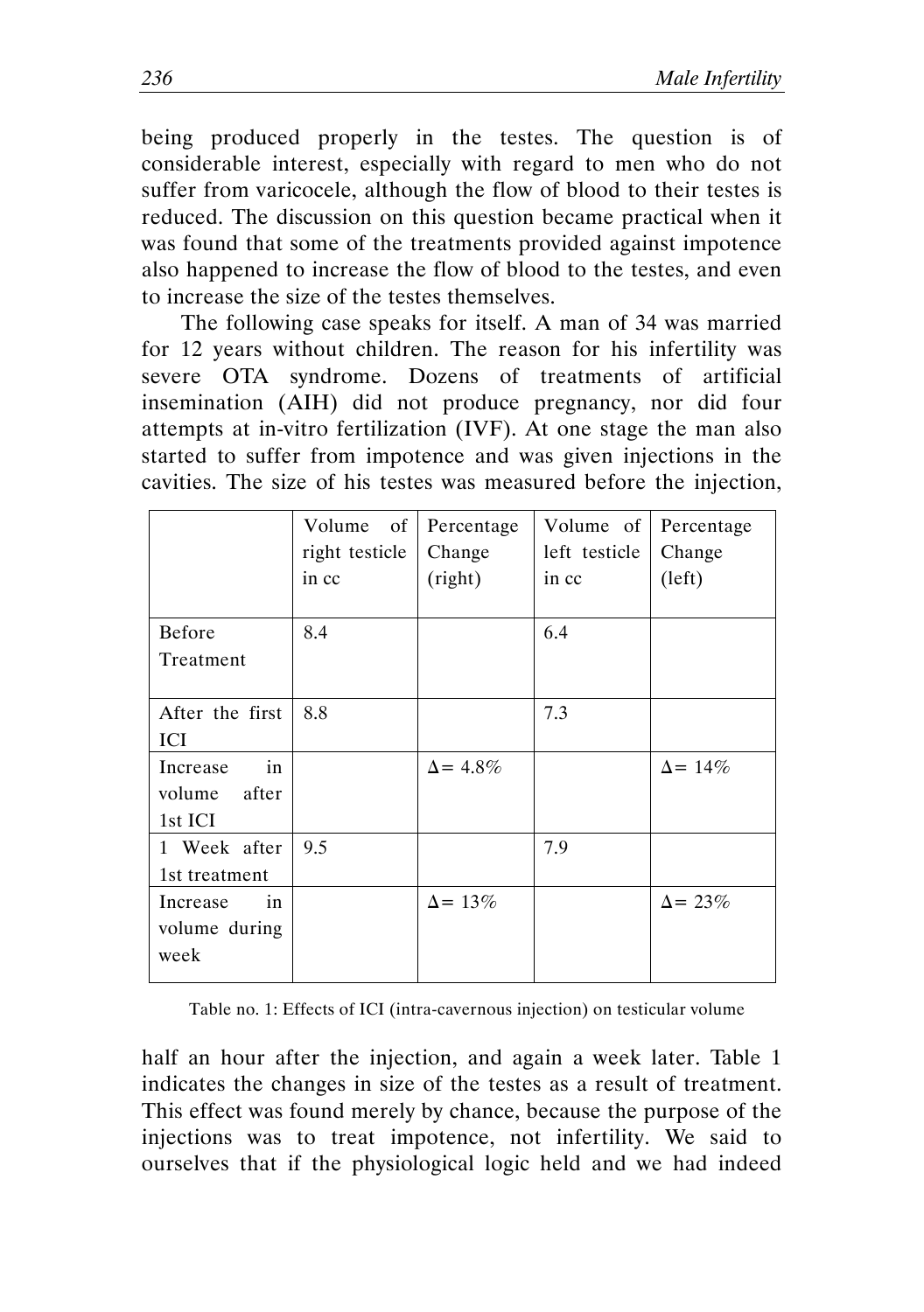being produced properly in the testes. The question is of considerable interest, especially with regard to men who do not suffer from varicocele, although the flow of blood to their testes is reduced. The discussion on this question became practical when it was found that some of the treatments provided against impotence also happened to increase the flow of blood to the testes, and even to increase the size of the testes themselves.

The following case speaks for itself. A man of 34 was married for 12 years without children. The reason for his infertility was severe OTA syndrome. Dozens of treatments of artificial insemination (AIH) did not produce pregnancy, nor did four attempts at in-vitro fertilization (IVF). At one stage the man also started to suffer from impotence and was given injections in the cavities. The size of his testes was measured before the injection,

| | Volume of right testicle in cc | Percentage Change (right) | Volume of left testicle in cc | Percentage Change (left) |
|---|---|---|---|---|
| Before Treatment | 8.4 | | 6.4 | |
| After the first ICI | 8.8 | | 7.3 | |
| Increase in volume after 1st ICI | | $\Delta = 4.8\%$ | | $\Delta = 14\%$ |
| 1 Week after 1st treatment | 9.5 | | 7.9 | |
| Increase in volume during week | | $\Delta = 13\%$ | | $\Delta = 23\%$ |

Table no. 1: Effects of ICI (intra-cavernous injection) on testicular volume

half an hour after the injection, and again a week later. Table 1 indicates the changes in size of the testes as a result of treatment. This effect was found merely by chance, because the purpose of the injections was to treat impotence, not infertility. We said to ourselves that if the physiological logic held and we had indeed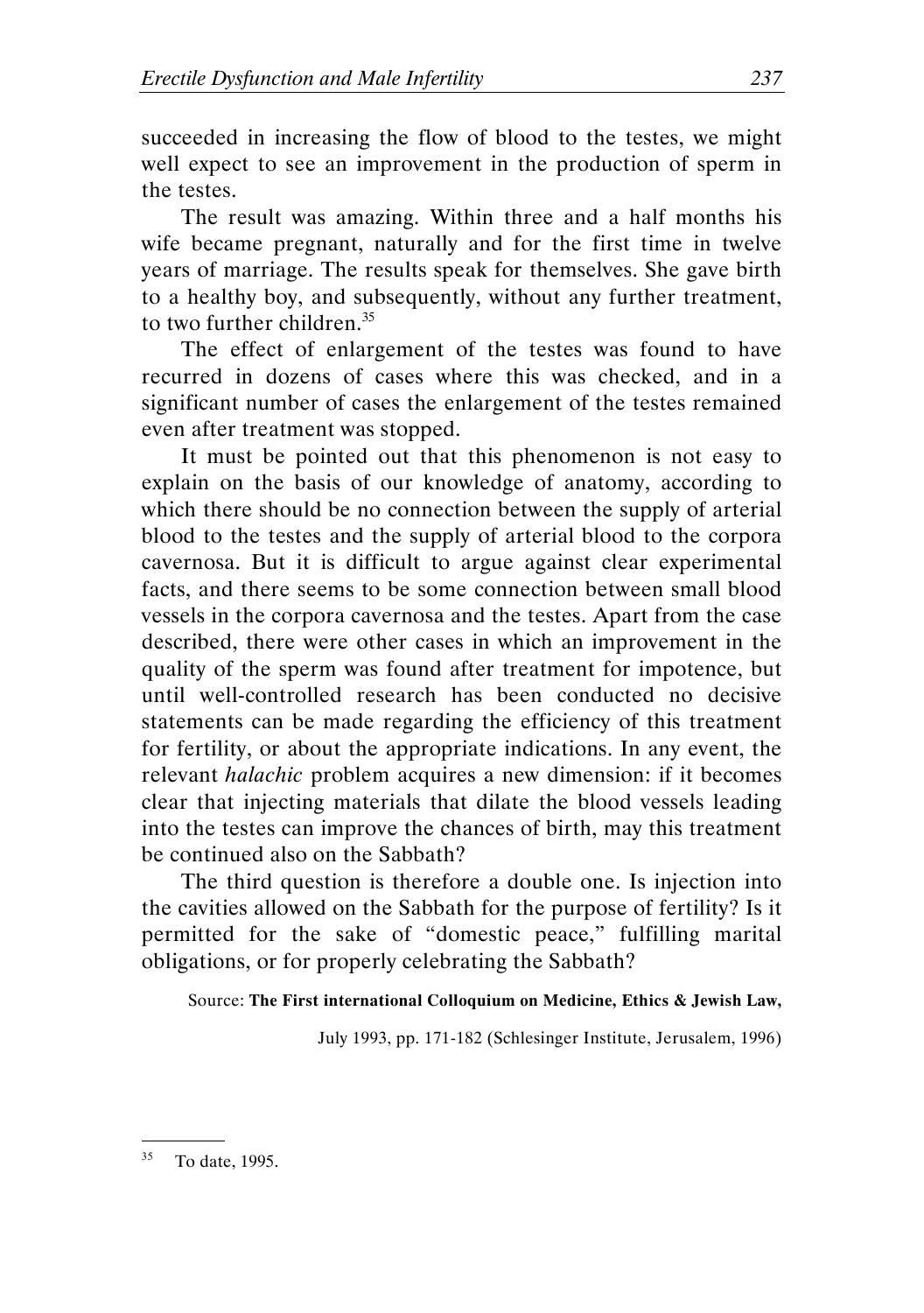succeeded in increasing the flow of blood to the testes, we might well expect to see an improvement in the production of sperm in the testes.

The result was amazing. Within three and a half months his wife became pregnant, naturally and for the first time in twelve years of marriage. The results speak for themselves. She gave birth to a healthy boy, and subsequently, without any further treatment, to two further children.[35]

The effect of enlargement of the testes was found to have recurred in dozens of cases where this was checked, and in a significant number of cases the enlargement of the testes remained even after treatment was stopped.

It must be pointed out that this phenomenon is not easy to explain on the basis of our knowledge of anatomy, according to which there should be no connection between the supply of arterial blood to the testes and the supply of arterial blood to the corpora cavernosa. But it is difficult to argue against clear experimental facts, and there seems to be some connection between small blood vessels in the corpora cavernosa and the testes. Apart from the case described, there were other cases in which an improvement in the quality of the sperm was found after treatment for impotence, but until well-controlled research has been conducted no decisive statements can be made regarding the efficiency of this treatment for fertility, or about the appropriate indications. In any event, the relevant *halachic* problem acquires a new dimension: if it becomes clear that injecting materials that dilate the blood vessels leading into the testes can improve the chances of birth, may this treatment be continued also on the Sabbath?

The third question is therefore a double one. Is injection into the cavities allowed on the Sabbath for the purpose of fertility? Is it permitted for the sake of "domestic peace," fulfilling marital obligations, or for properly celebrating the Sabbath?

Source: **The First international Colloquium on Medicine, Ethics & Jewish Law,** July 1993, pp. 171-182 (Schlesinger Institute, Jerusalem, 1996)

[35] To date, 1995.